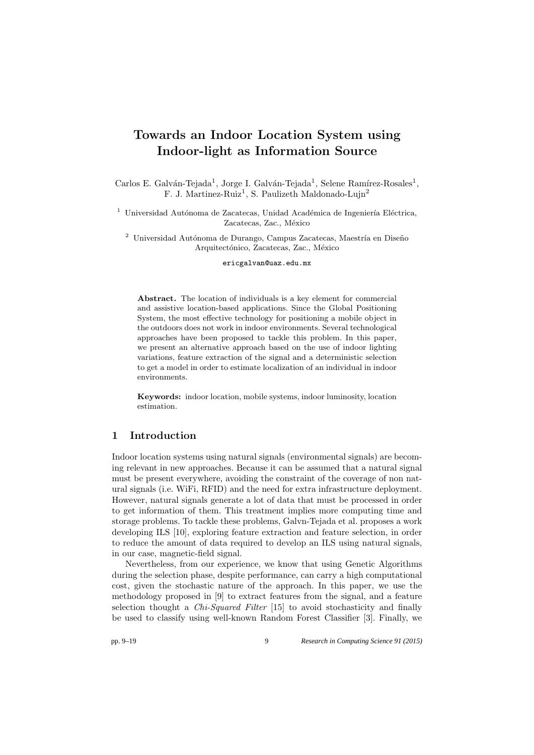# Towards an Indoor Location System using Indoor-light as Information Source

Carlos E. Galván-Tejada[1], Jorge I. Galván-Tejada[1], Selene Ramírez-Rosales[1], F. J. Martinez-Ruiz[1], S. Paulizeth Maldonado-Lujn[2]

[1] Universidad Autónoma de Zacatecas, Unidad Académica de Ingeniería Eléctrica, Zacatecas, Zac., México

[2] Universidad Autónoma de Durango, Campus Zacatecas, Maestría en Diseño Arquitectónico, Zacatecas, Zac., México

ericgalvan@uaz.edu.mx

**Abstract.** The location of individuals is a key element for commercial and assistive location-based applications. Since the Global Positioning System, the most effective technology for positioning a mobile object in the outdoors does not work in indoor environments. Several technological approaches have been proposed to tackle this problem. In this paper, we present an alternative approach based on the use of indoor lighting variations, feature extraction of the signal and a deterministic selection to get a model in order to estimate localization of an individual in indoor environments.

**Keywords:** indoor location, mobile systems, indoor luminosity, location estimation.

## 1 Introduction

Indoor location systems using natural signals (environmental signals) are becoming relevant in new approaches. Because it can be assumed that a natural signal must be present everywhere, avoiding the constraint of the coverage of non natural signals (i.e. WiFi, RFID) and the need for extra infrastructure deployment. However, natural signals generate a lot of data that must be processed in order to get information of them. This treatment implies more computing time and storage problems. To tackle these problems, Galvn-Tejada et al. proposes a work developing ILS [10], exploring feature extraction and feature selection, in order to reduce the amount of data required to develop an ILS using natural signals, in our case, magnetic-field signal.

Nevertheless, from our experience, we know that using Genetic Algorithms during the selection phase, despite performance, can carry a high computational cost, given the stochastic nature of the approach. In this paper, we use the methodology proposed in [9] to extract features from the signal, and a feature selection thought a *Chi-Squared Filter* [15] to avoid stochasticity and finally be used to classify using well-known Random Forest Classifier [3]. Finally, we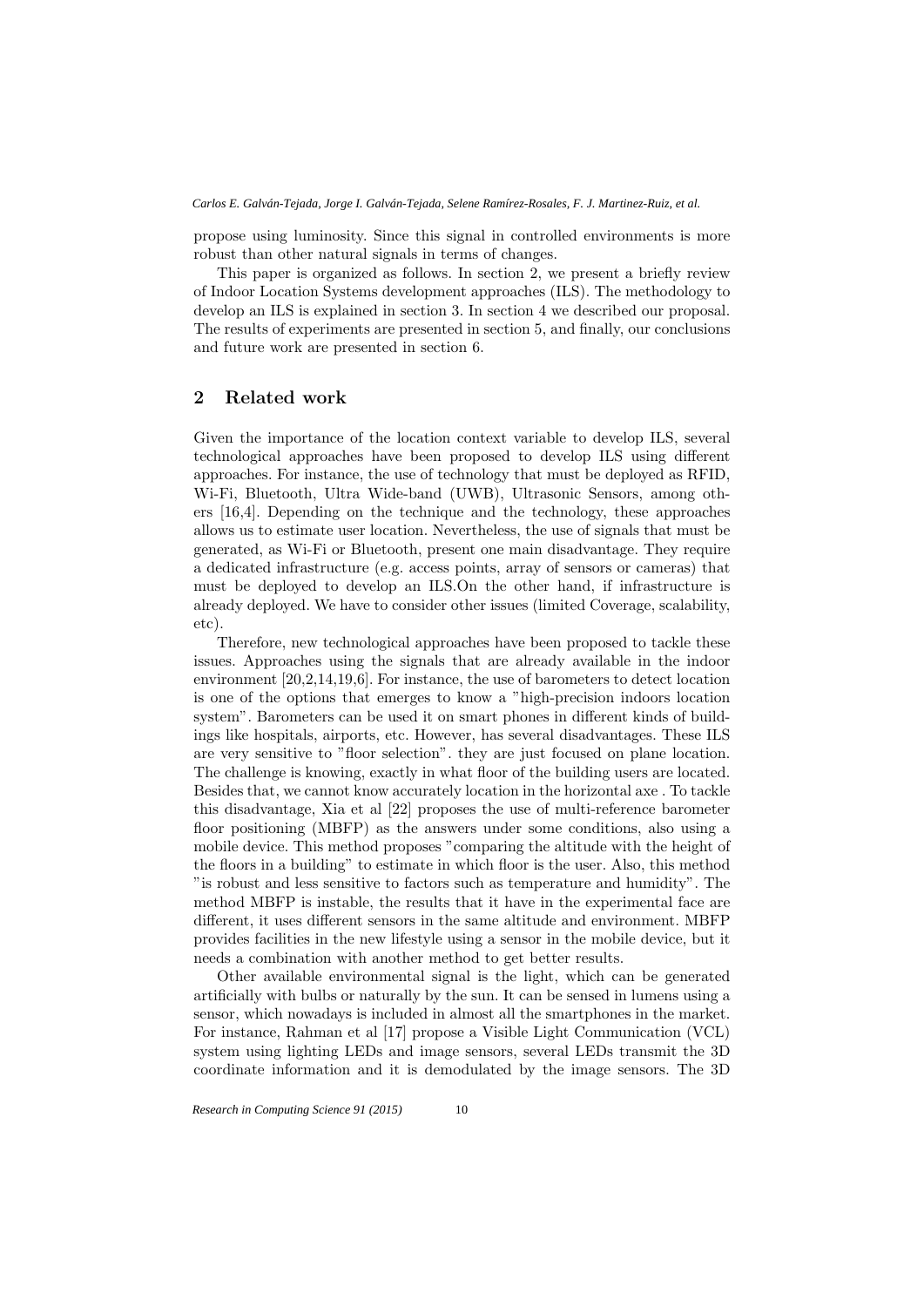propose using luminosity. Since this signal in controlled environments is more robust than other natural signals in terms of changes.

This paper is organized as follows. In section 2, we present a briefly review of Indoor Location Systems development approaches (ILS). The methodology to develop an ILS is explained in section 3. In section 4 we described our proposal. The results of experiments are presented in section 5, and finally, our conclusions and future work are presented in section 6.

## 2 Related work

Given the importance of the location context variable to develop ILS, several technological approaches have been proposed to develop ILS using different approaches. For instance, the use of technology that must be deployed as RFID, Wi-Fi, Bluetooth, Ultra Wide-band (UWB), Ultrasonic Sensors, among others [16,4]. Depending on the technique and the technology, these approaches allows us to estimate user location. Nevertheless, the use of signals that must be generated, as Wi-Fi or Bluetooth, present one main disadvantage. They require a dedicated infrastructure (e.g. access points, array of sensors or cameras) that must be deployed to develop an ILS.On the other hand, if infrastructure is already deployed. We have to consider other issues (limited Coverage, scalability, etc).

Therefore, new technological approaches have been proposed to tackle these issues. Approaches using the signals that are already available in the indoor environment [20,2,14,19,6]. For instance, the use of barometers to detect location is one of the options that emerges to know a "high-precision indoors location system". Barometers can be used it on smart phones in different kinds of buildings like hospitals, airports, etc. However, has several disadvantages. These ILS are very sensitive to "floor selection". they are just focused on plane location. The challenge is knowing, exactly in what floor of the building users are located. Besides that, we cannot know accurately location in the horizontal axe . To tackle this disadvantage, Xia et al [22] proposes the use of multi-reference barometer floor positioning (MBFP) as the answers under some conditions, also using a mobile device. This method proposes "comparing the altitude with the height of the floors in a building" to estimate in which floor is the user. Also, this method "is robust and less sensitive to factors such as temperature and humidity". The method MBFP is instable, the results that it have in the experimental face are different, it uses different sensors in the same altitude and environment. MBFP provides facilities in the new lifestyle using a sensor in the mobile device, but it needs a combination with another method to get better results.

Other available environmental signal is the light, which can be generated artificially with bulbs or naturally by the sun. It can be sensed in lumens using a sensor, which nowadays is included in almost all the smartphones in the market. For instance, Rahman et al [17] propose a Visible Light Communication (VCL) system using lighting LEDs and image sensors, several LEDs transmit the 3D coordinate information and it is demodulated by the image sensors. The 3D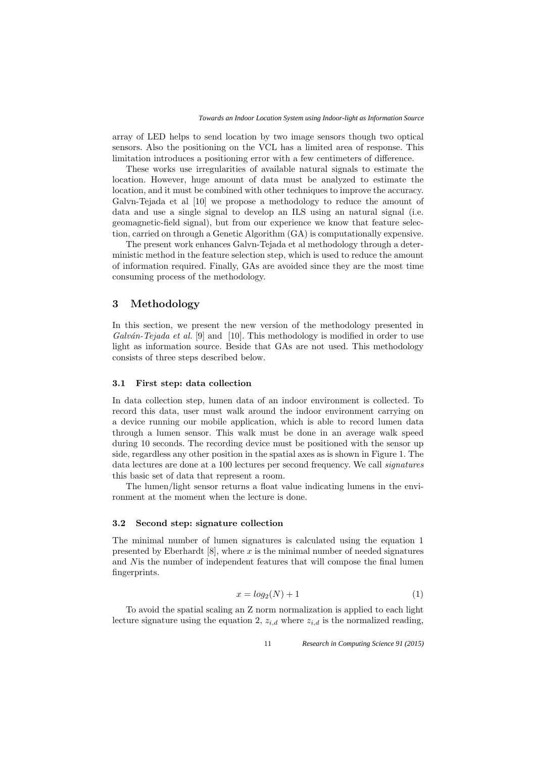array of LED helps to send location by two image sensors though two optical sensors. Also the positioning on the VCL has a limited area of response. This limitation introduces a positioning error with a few centimeters of difference.

These works use irregularities of available natural signals to estimate the location. However, huge amount of data must be analyzed to estimate the location, and it must be combined with other techniques to improve the accuracy. Galvn-Tejada et al [10] we propose a methodology to reduce the amount of data and use a single signal to develop an ILS using an natural signal (i.e. geomagnetic-field signal), but from our experience we know that feature selection, carried on through a Genetic Algorithm (GA) is computationally expensive.

The present work enhances Galvn-Tejada et al methodology through a deterministic method in the feature selection step, which is used to reduce the amount of information required. Finally, GAs are avoided since they are the most time consuming process of the methodology.

## 3 Methodology

In this section, we present the new version of the methodology presented in *Galván-Tejada et al.* [9] and [10]. This methodology is modified in order to use light as information source. Beside that GAs are not used. This methodology consists of three steps described below.

### 3.1 First step: data collection

In data collection step, lumen data of an indoor environment is collected. To record this data, user must walk around the indoor environment carrying on a device running our mobile application, which is able to record lumen data through a lumen sensor. This walk must be done in an average walk speed during 10 seconds. The recording device must be positioned with the sensor up side, regardless any other position in the spatial axes as is shown in Figure 1. The data lectures are done at a 100 lectures per second frequency. We call *signatures* this basic set of data that represent a room.

The lumen/light sensor returns a float value indicating lumens in the environment at the moment when the lecture is done.

### 3.2 Second step: signature collection

The minimal number of lumen signatures is calculated using the equation 1 presented by Eberhardt [8], where $x$ is the minimal number of needed signatures and $N$is the number of independent features that will compose the final lumen fingerprints.

$$x = log_2(N) + 1 \tag{1}$$

To avoid the spatial scaling an Z norm normalization is applied to each light lecture signature using the equation 2, $z_{i,d}$ where $z_{i,d}$ is the normalized reading,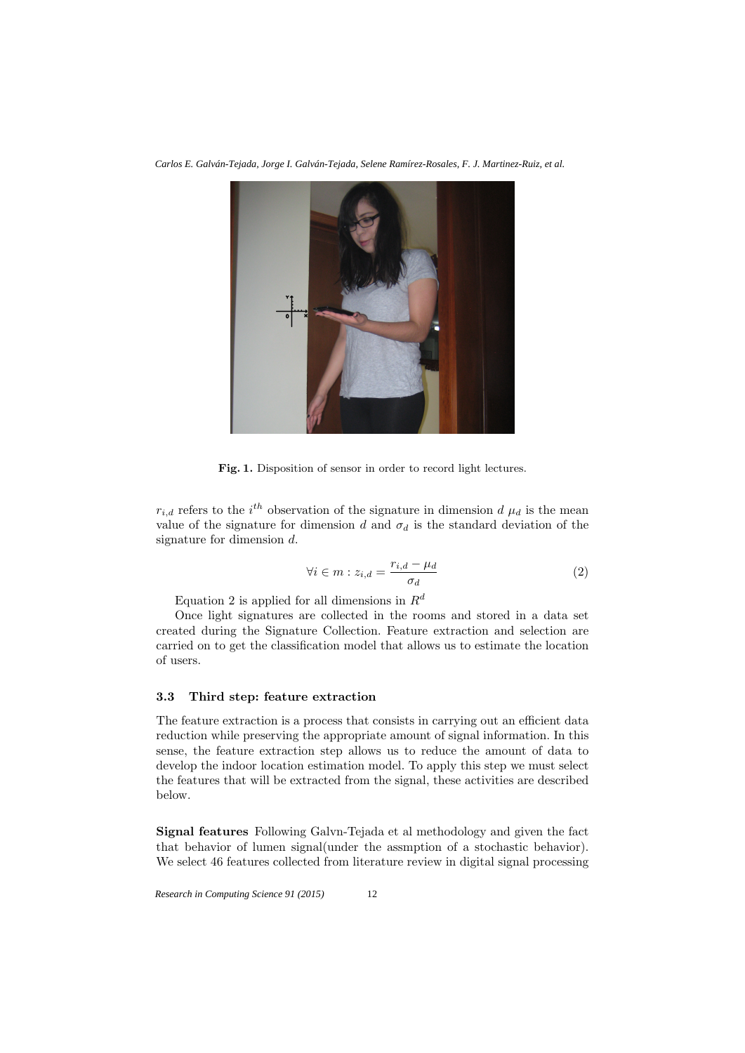**Fig. 1.** Disposition of sensor in order to record light lectures.

$r_{i,d}$ refers to the $i^{th}$ observation of the signature in dimension $d$ $\mu_d$ is the mean value of the signature for dimension $d$ and $\sigma_d$ is the standard deviation of the signature for dimension $d$.

$$\forall i \in m : z_{i,d} = \frac{r_{i,d} - \mu_d}{\sigma_d} \tag{2}$$

Equation 2 is applied for all dimensions in $R^d$

Once light signatures are collected in the rooms and stored in a data set created during the Signature Collection. Feature extraction and selection are carried on to get the classification model that allows us to estimate the location of users.

### 3.3 Third step: feature extraction

The feature extraction is a process that consists in carrying out an efficient data reduction while preserving the appropriate amount of signal information. In this sense, the feature extraction step allows us to reduce the amount of data to develop the indoor location estimation model. To apply this step we must select the features that will be extracted from the signal, these activities are described below.

**Signal features** Following Galvn-Tejada et al methodology and given the fact that behavior of lumen signal(under the assmption of a stochastic behavior). We select 46 features collected from literature review in digital signal processing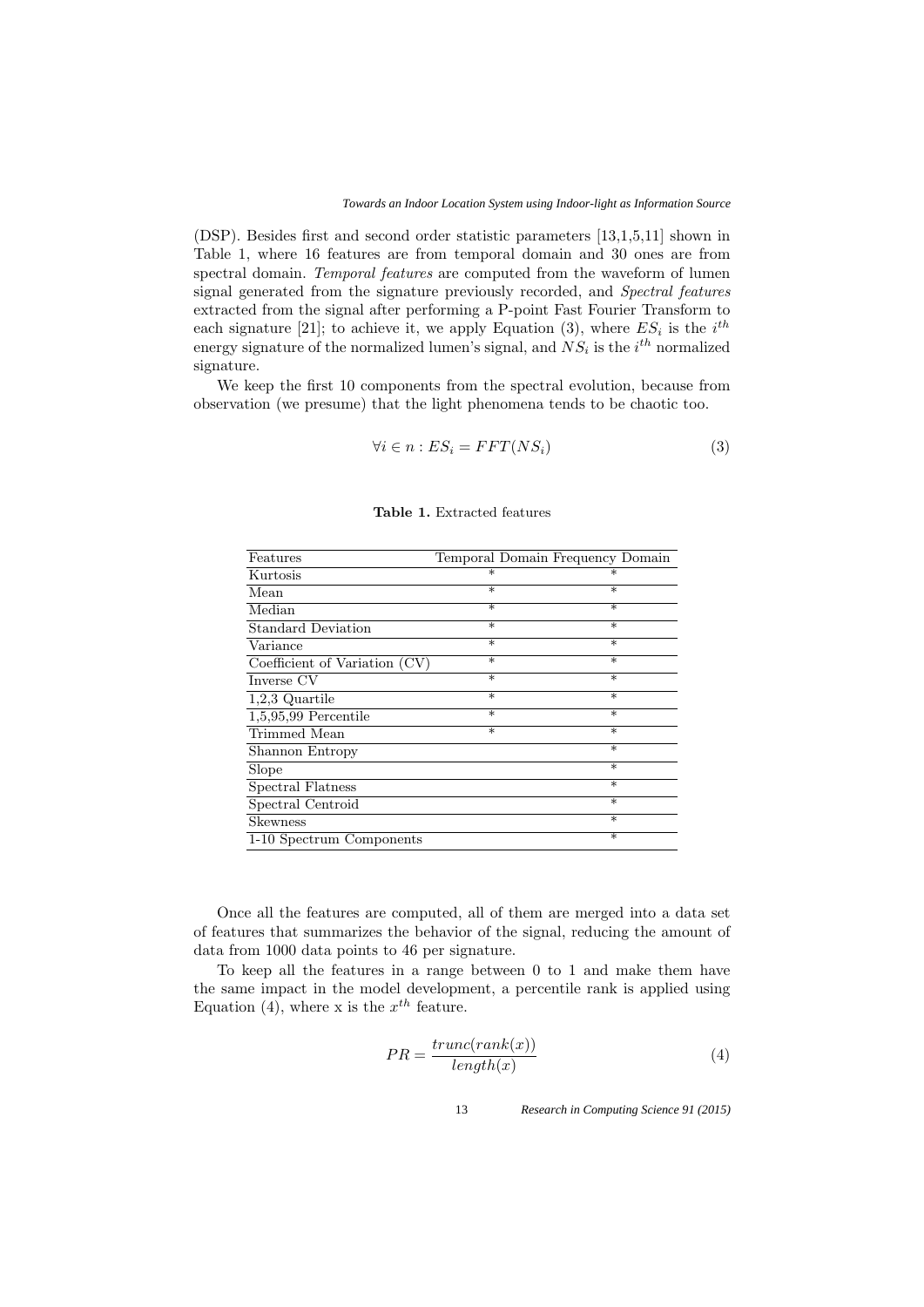(DSP). Besides first and second order statistic parameters [13,1,5,11] shown in Table 1, where 16 features are from temporal domain and 30 ones are from spectral domain. *Temporal features* are computed from the waveform of lumen signal generated from the signature previously recorded, and *Spectral features* extracted from the signal after performing a P-point Fast Fourier Transform to each signature [21]; to achieve it, we apply Equation (3), where $ES_i$ is the $i^{th}$ energy signature of the normalized lumen's signal, and $NS_i$ is the $i^{th}$ normalized signature.

We keep the first 10 components from the spectral evolution, because from observation (we presume) that the light phenomena tends to be chaotic too.

$$\forall i \in n : ES_i = FFT(NS_i) \tag{3}$$

**Table 1.** Extracted features

| Features | Temporal Domain | Frequency Domain |
|---|---|---|
| Kurtosis | * | * |
| Mean | * | * |
| Median | * | * |
| Standard Deviation | * | * |
| Variance | * | * |
| Coefficient of Variation (CV) | * | * |
| Inverse CV | * | * |
| 1,2,3 Quartile | * | * |
| 1,5,95,99 Percentile | * | * |
| Trimmed Mean | * | * |
| Shannon Entropy | | * |
| Slope | | * |
| Spectral Flatness | | * |
| Spectral Centroid | | * |
| Skewness | | * |
| 1-10 Spectrum Components | | * |

Once all the features are computed, all of them are merged into a data set of features that summarizes the behavior of the signal, reducing the amount of data from 1000 data points to 46 per signature.

To keep all the features in a range between 0 to 1 and make them have the same impact in the model development, a percentile rank is applied using Equation (4), where x is the $x^{th}$ feature.

$$PR = \frac{trunc(rank(x))}{length(x)} \tag{4}$$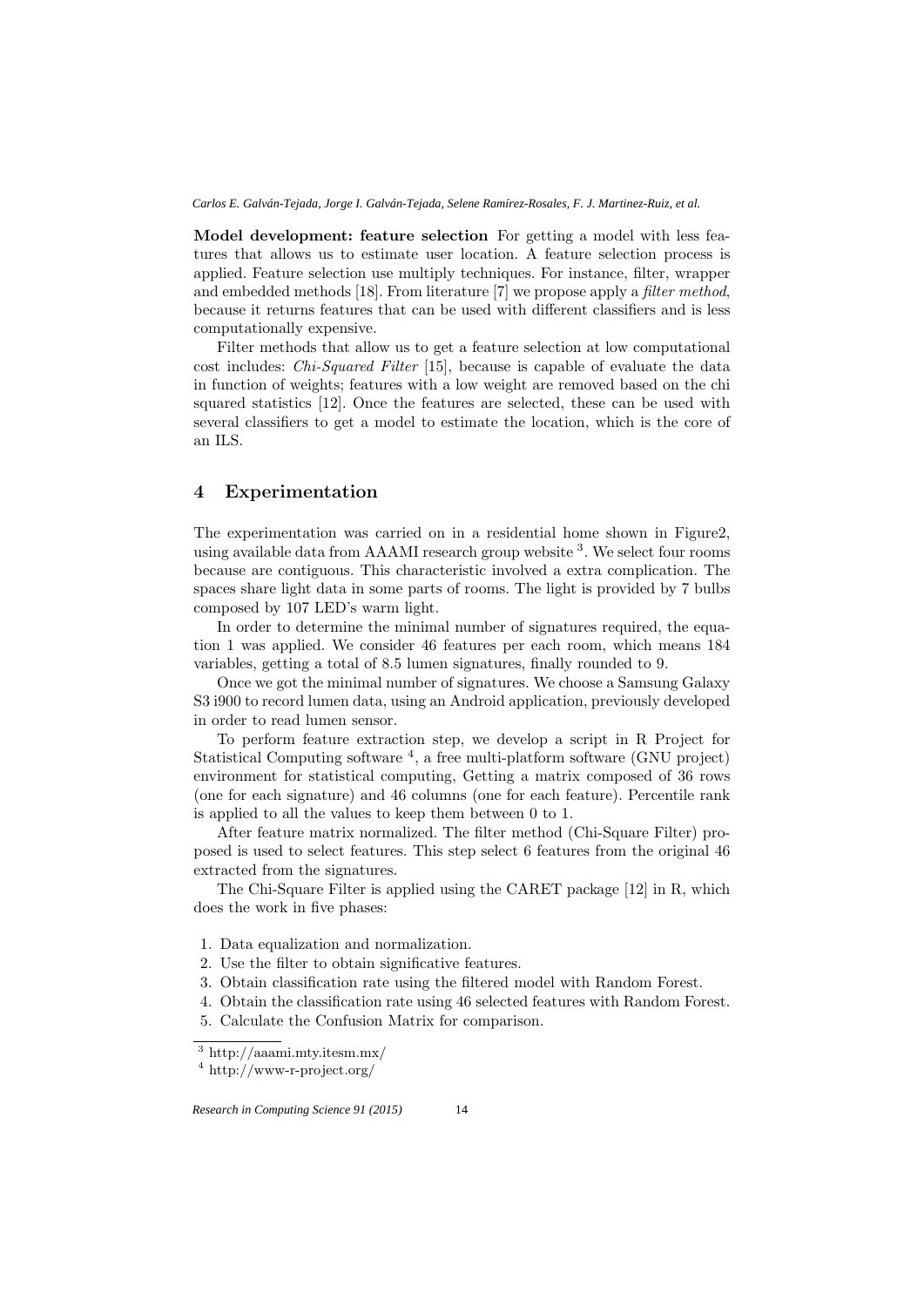**Model development: feature selection** For getting a model with less features that allows us to estimate user location. A feature selection process is applied. Feature selection use multiply techniques. For instance, filter, wrapper and embedded methods [18]. From literature [7] we propose apply a *filter method*, because it returns features that can be used with different classifiers and is less computationally expensive.

Filter methods that allow us to get a feature selection at low computational cost includes: *Chi-Squared Filter* [15], because is capable of evaluate the data in function of weights; features with a low weight are removed based on the chi squared statistics [12]. Once the features are selected, these can be used with several classifiers to get a model to estimate the location, which is the core of an ILS.

## 4 Experimentation

The experimentation was carried on in a residential home shown in Figure2, using available data from AAAMI research group website [3]. We select four rooms because are contiguous. This characteristic involved a extra complication. The spaces share light data in some parts of rooms. The light is provided by 7 bulbs composed by 107 LED's warm light.

In order to determine the minimal number of signatures required, the equation 1 was applied. We consider 46 features per each room, which means 184 variables, getting a total of 8.5 lumen signatures, finally rounded to 9.

Once we got the minimal number of signatures. We choose a Samsung Galaxy S3 i900 to record lumen data, using an Android application, previously developed in order to read lumen sensor.

To perform feature extraction step, we develop a script in R Project for Statistical Computing software [4], a free multi-platform software (GNU project) environment for statistical computing, Getting a matrix composed of 36 rows (one for each signature) and 46 columns (one for each feature). Percentile rank is applied to all the values to keep them between 0 to 1.

After feature matrix normalized. The filter method (Chi-Square Filter) proposed is used to select features. This step select 6 features from the original 46 extracted from the signatures.

The Chi-Square Filter is applied using the CARET package [12] in R, which does the work in five phases:

1. Data equalization and normalization.
2. Use the filter to obtain significative features.
3. Obtain classification rate using the filtered model with Random Forest.
4. Obtain the classification rate using 46 selected features with Random Forest.
5. Calculate the Confusion Matrix for comparison.

[3] http://aaami.mty.itesm.mx/

[4] http://www-r-project.org/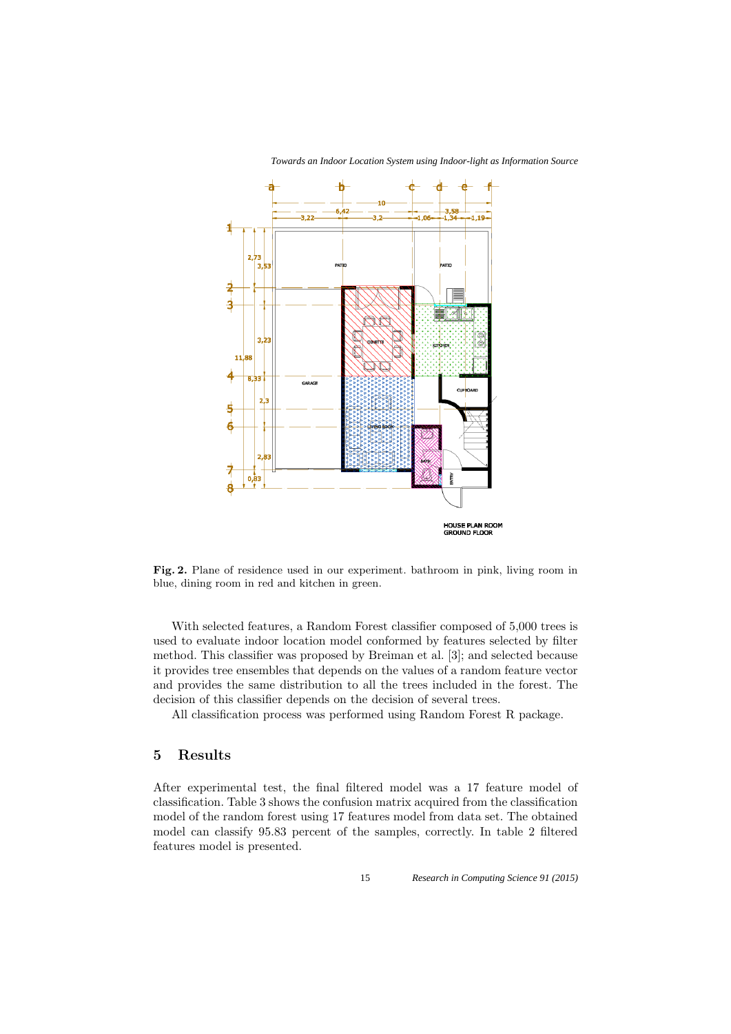a b c d e f

10

6,42 3,58

3,22 3,2 1,06 1,34 1,19

1

2,73

3,53

PATIO

PATIO

2

3

3,23

COMETE

KITCHEN

11,88

4

8,33

GARAGE

CUPBOARD

5

2,3

6

LIVING ROOM

2,83

BATH

7

0,83

ENTRY

8

HOUSE PLAN ROOM
GROUND FLOOR

**Fig. 2.** Plane of residence used in our experiment. bathroom in pink, living room in blue, dining room in red and kitchen in green.

With selected features, a Random Forest classifier composed of 5,000 trees is used to evaluate indoor location model conformed by features selected by filter method. This classifier was proposed by Breiman et al. [3]; and selected because it provides tree ensembles that depends on the values of a random feature vector and provides the same distribution to all the trees included in the forest. The decision of this classifier depends on the decision of several trees.

All classification process was performed using Random Forest R package.

## 5 Results

After experimental test, the final filtered model was a 17 feature model of classification. Table 3 shows the confusion matrix acquired from the classification model of the random forest using 17 features model from data set. The obtained model can classify 95.83 percent of the samples, correctly. In table 2 filtered features model is presented.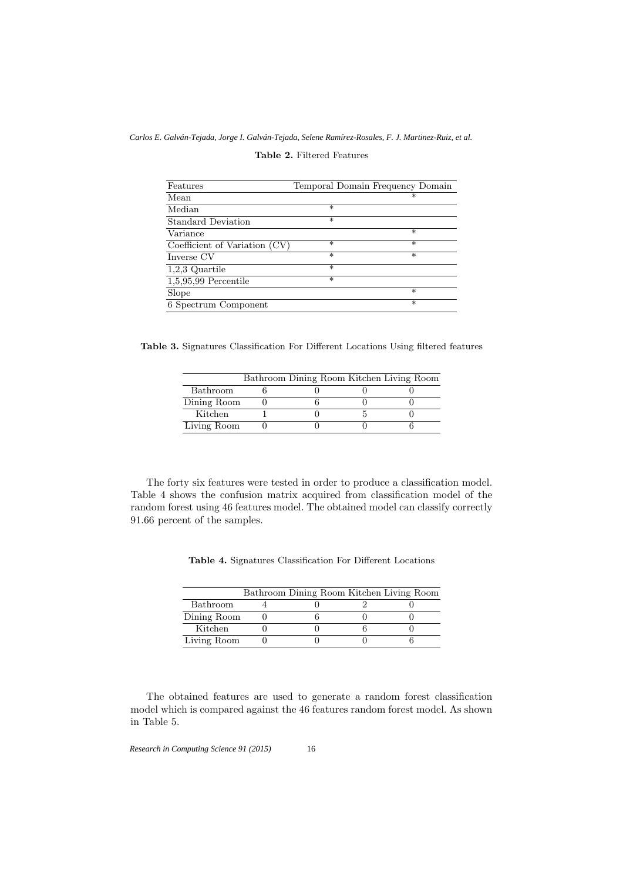**Table 2.** Filtered Features

| Features | Temporal Domain | Frequency Domain |
|---|---|---|
| Mean | | * |
| Median | * | |
| Standard Deviation | * | |
| Variance | | * |
| Coefficient of Variation (CV) | * | * |
| Inverse CV | * | * |
| 1,2,3 Quartile | * | |
| 1,5,95,99 Percentile | * | |
| Slope | | * |
| 6 Spectrum Component | | * |

**Table 3.** Signatures Classification For Different Locations Using filtered features

| | Bathroom | Dining Room | Kitchen | Living Room |
|---|---|---|---|---|
| Bathroom | 6 | 0 | 0 | 0 |
| Dining Room | 0 | 6 | 0 | 0 |
| Kitchen | 1 | 0 | 5 | 0 |
| Living Room | 0 | 0 | 0 | 6 |

The forty six features were tested in order to produce a classification model. Table 4 shows the confusion matrix acquired from classification model of the random forest using 46 features model. The obtained model can classify correctly 91.66 percent of the samples.

**Table 4.** Signatures Classification For Different Locations

| | Bathroom | Dining Room | Kitchen | Living Room |
|---|---|---|---|---|
| Bathroom | 4 | 0 | 2 | 0 |
| Dining Room | 0 | 6 | 0 | 0 |
| Kitchen | 0 | 0 | 6 | 0 |
| Living Room | 0 | 0 | 0 | 6 |

The obtained features are used to generate a random forest classification model which is compared against the 46 features random forest model. As shown in Table 5.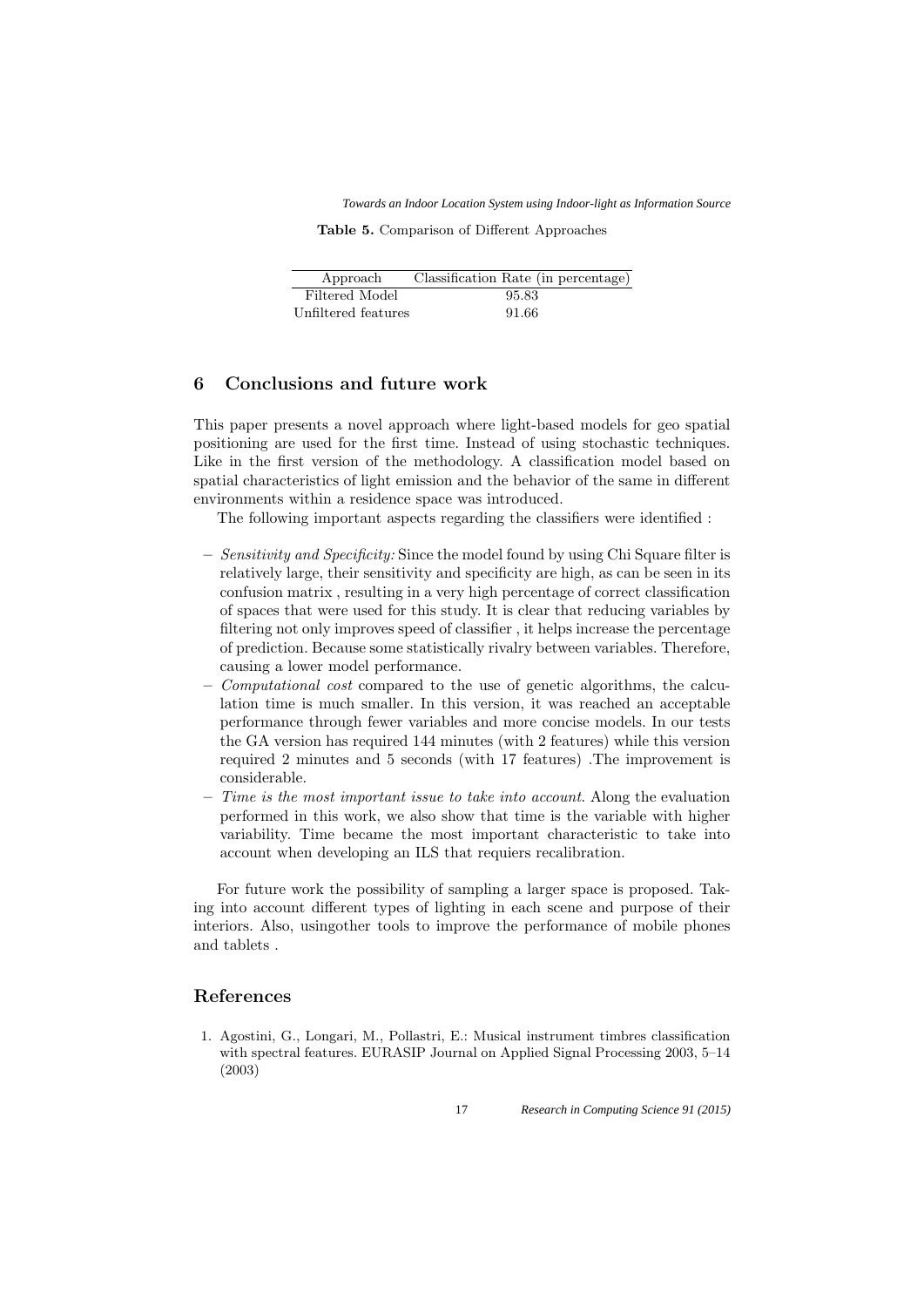**Table 5.** Comparison of Different Approaches

| Approach | Classification Rate (in percentage) |
| --- | --- |
| Filtered Model | 95.83 |
| Unfiltered features | 91.66 |

## 6 Conclusions and future work

This paper presents a novel approach where light-based models for geo spatial positioning are used for the first time. Instead of using stochastic techniques. Like in the first version of the methodology. A classification model based on spatial characteristics of light emission and the behavior of the same in different environments within a residence space was introduced.

The following important aspects regarding the classifiers were identified :

- *Sensitivity and Specificity:* Since the model found by using Chi Square filter is relatively large, their sensitivity and specificity are high, as can be seen in its confusion matrix , resulting in a very high percentage of correct classification of spaces that were used for this study. It is clear that reducing variables by filtering not only improves speed of classifier , it helps increase the percentage of prediction. Because some statistically rivalry between variables. Therefore, causing a lower model performance.
- *Computational cost* compared to the use of genetic algorithms, the calculation time is much smaller. In this version, it was reached an acceptable performance through fewer variables and more concise models. In our tests the GA version has required 144 minutes (with 2 features) while this version required 2 minutes and 5 seconds (with 17 features) .The improvement is considerable.
- *Time is the most important issue to take into account.* Along the evaluation performed in this work, we also show that time is the variable with higher variability. Time became the most important characteristic to take into account when developing an ILS that requiers recalibration.

For future work the possibility of sampling a larger space is proposed. Taking into account different types of lighting in each scene and purpose of their interiors. Also, usingother tools to improve the performance of mobile phones and tablets .

## References

1. Agostini, G., Longari, M., Pollastri, E.: Musical instrument timbres classification with spectral features. EURASIP Journal on Applied Signal Processing 2003, 5–14 (2003)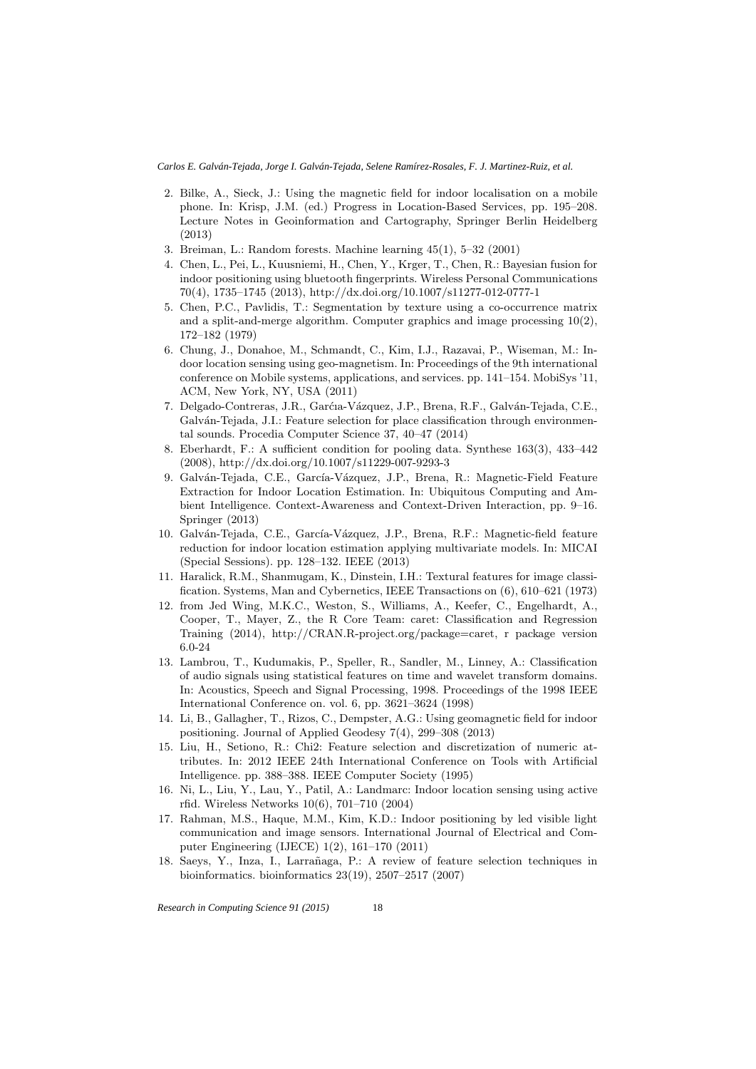2. Bilke, A., Sieck, J.: Using the magnetic field for indoor localisation on a mobile phone. In: Krisp, J.M. (ed.) Progress in Location-Based Services, pp. 195–208. Lecture Notes in Geoinformation and Cartography, Springer Berlin Heidelberg (2013)
3. Breiman, L.: Random forests. Machine learning 45(1), 5–32 (2001)
4. Chen, L., Pei, L., Kuusniemi, H., Chen, Y., Krger, T., Chen, R.: Bayesian fusion for indoor positioning using bluetooth fingerprints. Wireless Personal Communications 70(4), 1735–1745 (2013), http://dx.doi.org/10.1007/s11277-012-0777-1
5. Chen, P.C., Pavlidis, T.: Segmentation by texture using a co-occurrence matrix and a split-and-merge algorithm. Computer graphics and image processing 10(2), 172–182 (1979)
6. Chung, J., Donahoe, M., Schmandt, C., Kim, I.J., Razavai, P., Wiseman, M.: Indoor location sensing using geo-magnetism. In: Proceedings of the 9th international conference on Mobile systems, applications, and services. pp. 141–154. MobiSys '11, ACM, New York, NY, USA (2011)
7. Delgado-Contreras, J.R., Garćıa-Vázquez, J.P., Brena, R.F., Galván-Tejada, C.E., Galván-Tejada, J.I.: Feature selection for place classification through environmental sounds. Procedia Computer Science 37, 40–47 (2014)
8. Eberhardt, F.: A sufficient condition for pooling data. Synthese 163(3), 433–442 (2008), http://dx.doi.org/10.1007/s11229-007-9293-3
9. Galván-Tejada, C.E., García-Vázquez, J.P., Brena, R.: Magnetic-Field Feature Extraction for Indoor Location Estimation. In: Ubiquitous Computing and Ambient Intelligence. Context-Awareness and Context-Driven Interaction, pp. 9–16. Springer (2013)
10. Galván-Tejada, C.E., García-Vázquez, J.P., Brena, R.F.: Magnetic-field feature reduction for indoor location estimation applying multivariate models. In: MICAI (Special Sessions). pp. 128–132. IEEE (2013)
11. Haralick, R.M., Shanmugam, K., Dinstein, I.H.: Textural features for image classification. Systems, Man and Cybernetics, IEEE Transactions on (6), 610–621 (1973)
12. from Jed Wing, M.K.C., Weston, S., Williams, A., Keefer, C., Engelhardt, A., Cooper, T., Mayer, Z., the R Core Team: caret: Classification and Regression Training (2014), http://CRAN.R-project.org/package=caret, r package version 6.0-24
13. Lambrou, T., Kudumakis, P., Speller, R., Sandler, M., Linney, A.: Classification of audio signals using statistical features on time and wavelet transform domains. In: Acoustics, Speech and Signal Processing, 1998. Proceedings of the 1998 IEEE International Conference on. vol. 6, pp. 3621–3624 (1998)
14. Li, B., Gallagher, T., Rizos, C., Dempster, A.G.: Using geomagnetic field for indoor positioning. Journal of Applied Geodesy 7(4), 299–308 (2013)
15. Liu, H., Setiono, R.: Chi2: Feature selection and discretization of numeric attributes. In: 2012 IEEE 24th International Conference on Tools with Artificial Intelligence. pp. 388–388. IEEE Computer Society (1995)
16. Ni, L., Liu, Y., Lau, Y., Patil, A.: Landmarc: Indoor location sensing using active rfid. Wireless Networks 10(6), 701–710 (2004)
17. Rahman, M.S., Haque, M.M., Kim, K.D.: Indoor positioning by led visible light communication and image sensors. International Journal of Electrical and Computer Engineering (IJECE) 1(2), 161–170 (2011)
18. Saeys, Y., Inza, I., Larrañaga, P.: A review of feature selection techniques in bioinformatics. bioinformatics 23(19), 2507–2517 (2007)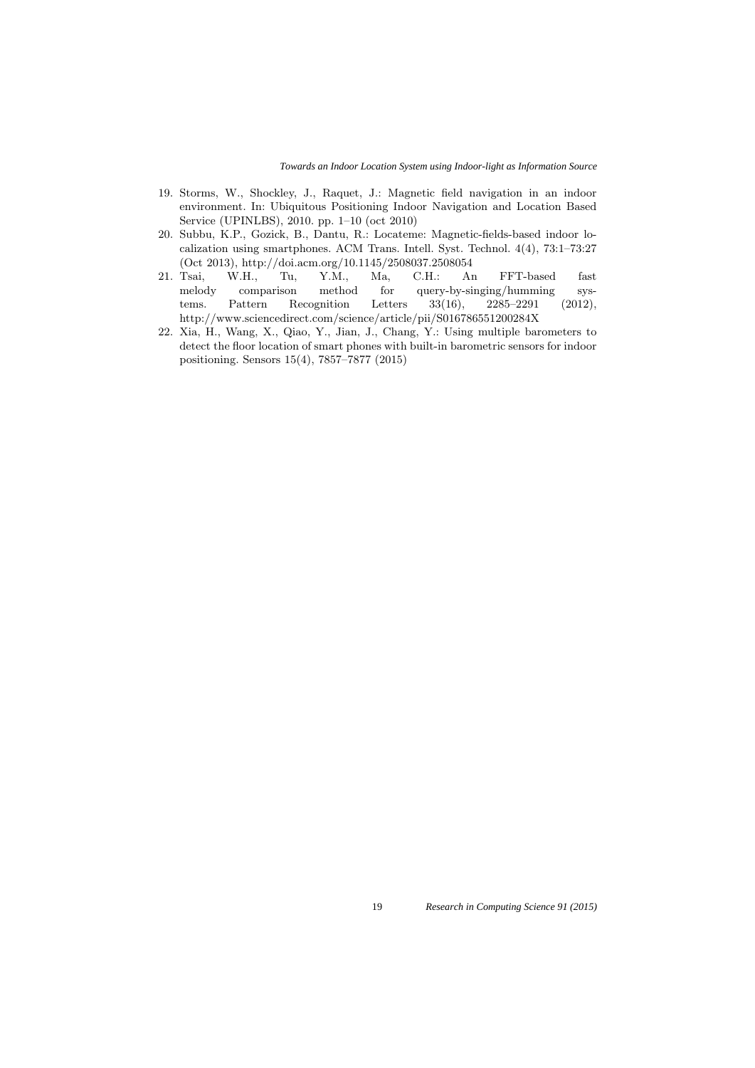19. Storms, W., Shockley, J., Raquet, J.: Magnetic field navigation in an indoor environment. In: Ubiquitous Positioning Indoor Navigation and Location Based Service (UPINLBS), 2010. pp. 1–10 (oct 2010)
20. Subbu, K.P., Gozick, B., Dantu, R.: Locateme: Magnetic-fields-based indoor localization using smartphones. ACM Trans. Intell. Syst. Technol. 4(4), 73:1–73:27 (Oct 2013), http://doi.acm.org/10.1145/2508037.2508054
21. Tsai, W.H., Tu, Y.M., Ma, C.H.: An FFT-based fast melody comparison method for query-by-singing/humming systems. Pattern Recognition Letters 33(16), 2285–2291 (2012), http://www.sciencedirect.com/science/article/pii/S016786551200284X
22. Xia, H., Wang, X., Qiao, Y., Jian, J., Chang, Y.: Using multiple barometers to detect the floor location of smart phones with built-in barometric sensors for indoor positioning. Sensors 15(4), 7857–7877 (2015)